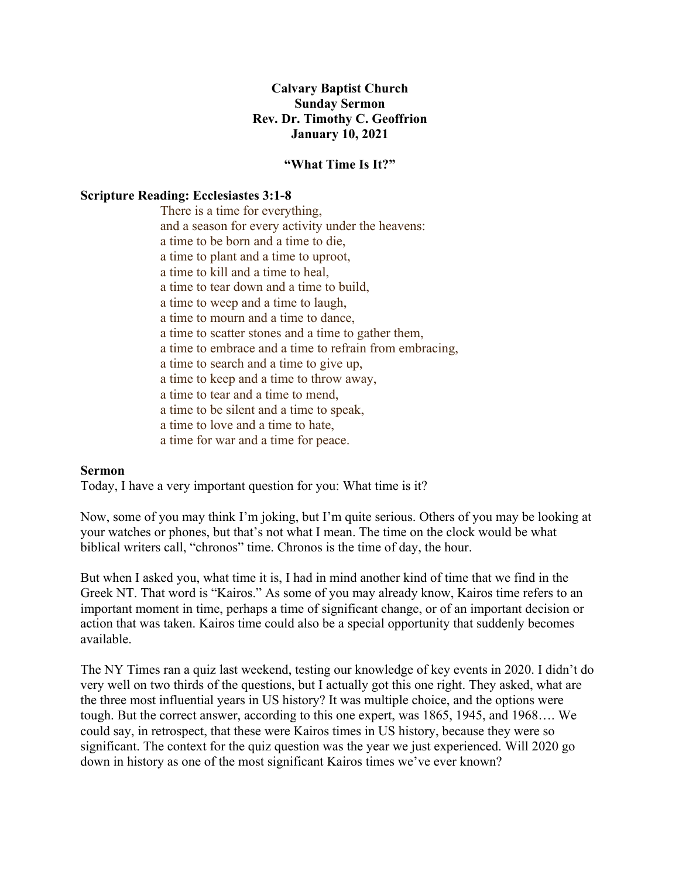**Calvary Baptist Church**
**Sunday Sermon**
**Rev. Dr. Timothy C. Geoffrion**
**January 10, 2021**

**"What Time Is It?"**

**Scripture Reading: Ecclesiastes 3:1-8**

> There is a time for everything,
> and a season for every activity under the heavens:
> a time to be born and a time to die,
> a time to plant and a time to uproot,
> a time to kill and a time to heal,
> a time to tear down and a time to build,
> a time to weep and a time to laugh,
> a time to mourn and a time to dance,
> a time to scatter stones and a time to gather them,
> a time to embrace and a time to refrain from embracing,
> a time to search and a time to give up,
> a time to keep and a time to throw away,
> a time to tear and a time to mend,
> a time to be silent and a time to speak,
> a time to love and a time to hate,
> a time for war and a time for peace.

**Sermon**

Today, I have a very important question for you: What time is it?

Now, some of you may think I'm joking, but I'm quite serious. Others of you may be looking at your watches or phones, but that's not what I mean. The time on the clock would be what biblical writers call, "chronos" time. Chronos is the time of day, the hour.

But when I asked you, what time it is, I had in mind another kind of time that we find in the Greek NT. That word is "Kairos." As some of you may already know, Kairos time refers to an important moment in time, perhaps a time of significant change, or of an important decision or action that was taken. Kairos time could also be a special opportunity that suddenly becomes available.

The NY Times ran a quiz last weekend, testing our knowledge of key events in 2020. I didn't do very well on two thirds of the questions, but I actually got this one right. They asked, what are the three most influential years in US history? It was multiple choice, and the options were tough. But the correct answer, according to this one expert, was 1865, 1945, and 1968…. We could say, in retrospect, that these were Kairos times in US history, because they were so significant. The context for the quiz question was the year we just experienced. Will 2020 go down in history as one of the most significant Kairos times we've ever known?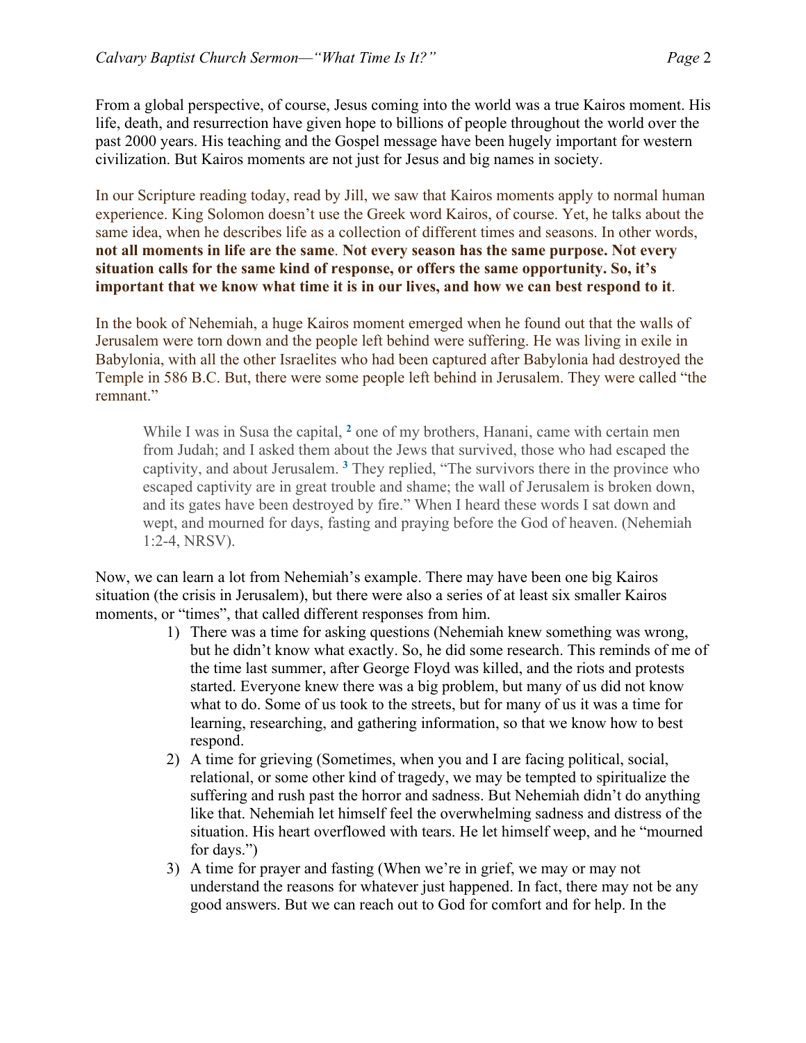From a global perspective, of course, Jesus coming into the world was a true Kairos moment. His life, death, and resurrection have given hope to billions of people throughout the world over the past 2000 years. His teaching and the Gospel message have been hugely important for western civilization. But Kairos moments are not just for Jesus and big names in society.

In our Scripture reading today, read by Jill, we saw that Kairos moments apply to normal human experience. King Solomon doesn't use the Greek word Kairos, of course. Yet, he talks about the same idea, when he describes life as a collection of different times and seasons. In other words, **not all moments in life are the same**. **Not every season has the same purpose. Not every situation calls for the same kind of response, or offers the same opportunity. So, it's important that we know what time it is in our lives, and how we can best respond to it**.

In the book of Nehemiah, a huge Kairos moment emerged when he found out that the walls of Jerusalem were torn down and the people left behind were suffering. He was living in exile in Babylonia, with all the other Israelites who had been captured after Babylonia had destroyed the Temple in 586 B.C. But, there were some people left behind in Jerusalem. They were called "the remnant."

> While I was in Susa the capital, [2] one of my brothers, Hanani, came with certain men from Judah; and I asked them about the Jews that survived, those who had escaped the captivity, and about Jerusalem. [3] They replied, "The survivors there in the province who escaped captivity are in great trouble and shame; the wall of Jerusalem is broken down, and its gates have been destroyed by fire." When I heard these words I sat down and wept, and mourned for days, fasting and praying before the God of heaven. (Nehemiah 1:2-4, NRSV).

Now, we can learn a lot from Nehemiah's example. There may have been one big Kairos situation (the crisis in Jerusalem), but there were also a series of at least six smaller Kairos moments, or "times", that called different responses from him.

1) There was a time for asking questions (Nehemiah knew something was wrong, but he didn't know what exactly. So, he did some research. This reminds of me of the time last summer, after George Floyd was killed, and the riots and protests started. Everyone knew there was a big problem, but many of us did not know what to do. Some of us took to the streets, but for many of us it was a time for learning, researching, and gathering information, so that we know how to best respond.
2) A time for grieving (Sometimes, when you and I are facing political, social, relational, or some other kind of tragedy, we may be tempted to spiritualize the suffering and rush past the horror and sadness. But Nehemiah didn't do anything like that. Nehemiah let himself feel the overwhelming sadness and distress of the situation. His heart overflowed with tears. He let himself weep, and he "mourned for days.")
3) A time for prayer and fasting (When we're in grief, we may or may not understand the reasons for whatever just happened. In fact, there may not be any good answers. But we can reach out to God for comfort and for help. In the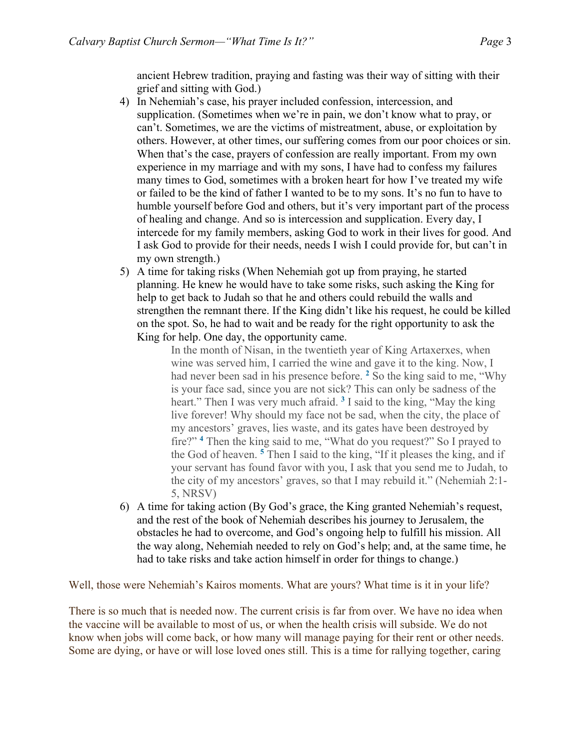ancient Hebrew tradition, praying and fasting was their way of sitting with their grief and sitting with God.)

4) In Nehemiah's case, his prayer included confession, intercession, and supplication. (Sometimes when we're in pain, we don't know what to pray, or can't. Sometimes, we are the victims of mistreatment, abuse, or exploitation by others. However, at other times, our suffering comes from our poor choices or sin. When that's the case, prayers of confession are really important. From my own experience in my marriage and with my sons, I have had to confess my failures many times to God, sometimes with a broken heart for how I've treated my wife or failed to be the kind of father I wanted to be to my sons. It's no fun to have to humble yourself before God and others, but it's very important part of the process of healing and change. And so is intercession and supplication. Every day, I intercede for my family members, asking God to work in their lives for good. And I ask God to provide for their needs, needs I wish I could provide for, but can't in my own strength.)
5) A time for taking risks (When Nehemiah got up from praying, he started planning. He knew he would have to take some risks, such asking the King for help to get back to Judah so that he and others could rebuild the walls and strengthen the remnant there. If the King didn't like his request, he could be killed on the spot. So, he had to wait and be ready for the right opportunity to ask the King for help. One day, the opportunity came.

   > In the month of Nisan, in the twentieth year of King Artaxerxes, when wine was served him, I carried the wine and gave it to the king. Now, I had never been sad in his presence before. [2] So the king said to me, "Why is your face sad, since you are not sick? This can only be sadness of the heart." Then I was very much afraid. [3] I said to the king, "May the king live forever! Why should my face not be sad, when the city, the place of my ancestors' graves, lies waste, and its gates have been destroyed by fire?" [4] Then the king said to me, "What do you request?" So I prayed to the God of heaven. [5] Then I said to the king, "If it pleases the king, and if your servant has found favor with you, I ask that you send me to Judah, to the city of my ancestors' graves, so that I may rebuild it." (Nehemiah 2:1-5, NRSV)

6) A time for taking action (By God's grace, the King granted Nehemiah's request, and the rest of the book of Nehemiah describes his journey to Jerusalem, the obstacles he had to overcome, and God's ongoing help to fulfill his mission. All the way along, Nehemiah needed to rely on God's help; and, at the same time, he had to take risks and take action himself in order for things to change.)

Well, those were Nehemiah's Kairos moments. What are yours? What time is it in your life?

There is so much that is needed now. The current crisis is far from over. We have no idea when the vaccine will be available to most of us, or when the health crisis will subside. We do not know when jobs will come back, or how many will manage paying for their rent or other needs. Some are dying, or have or will lose loved ones still. This is a time for rallying together, caring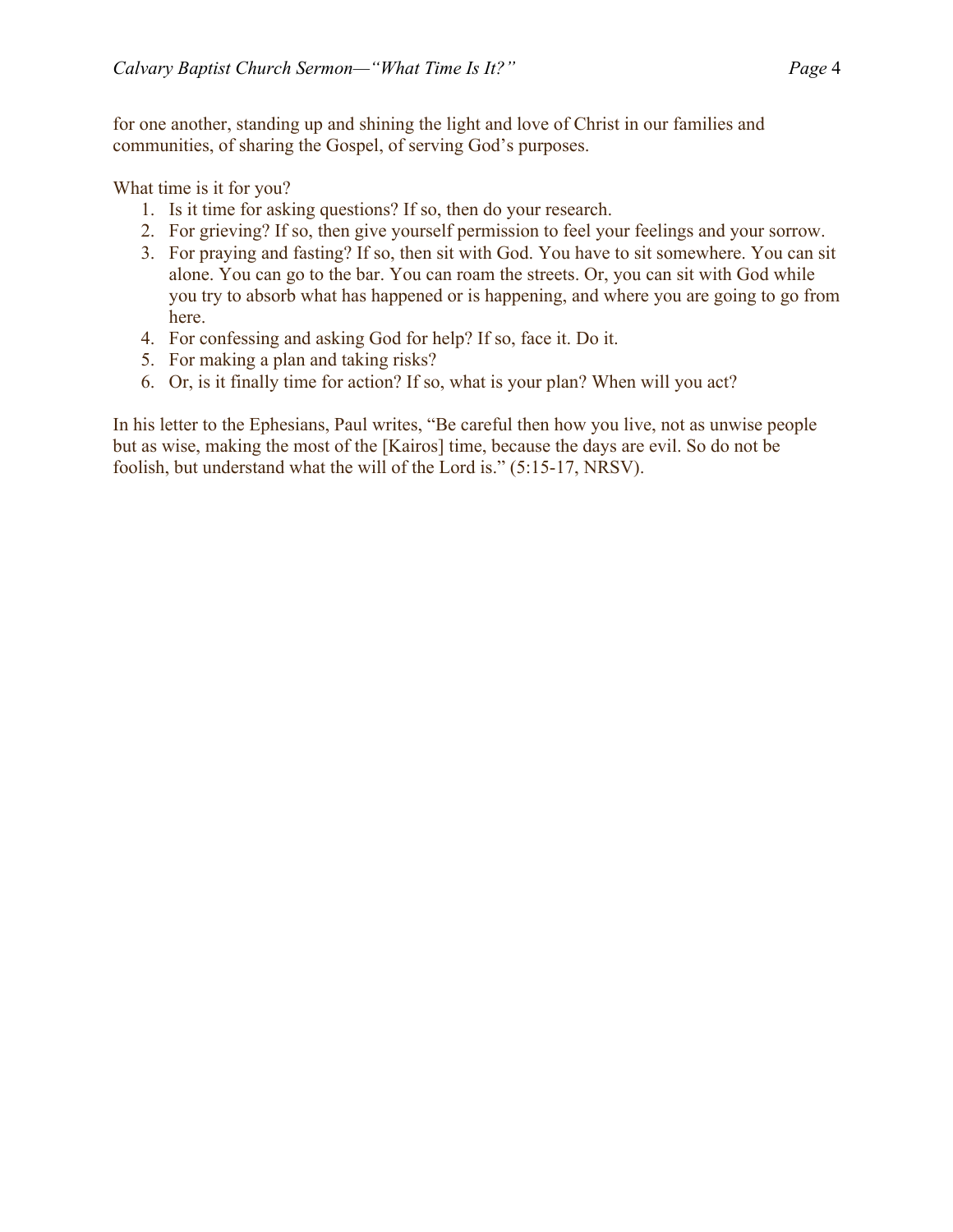for one another, standing up and shining the light and love of Christ in our families and communities, of sharing the Gospel, of serving God's purposes.

What time is it for you?

1. Is it time for asking questions? If so, then do your research.
2. For grieving? If so, then give yourself permission to feel your feelings and your sorrow.
3. For praying and fasting? If so, then sit with God. You have to sit somewhere. You can sit alone. You can go to the bar. You can roam the streets. Or, you can sit with God while you try to absorb what has happened or is happening, and where you are going to go from here.
4. For confessing and asking God for help? If so, face it. Do it.
5. For making a plan and taking risks?
6. Or, is it finally time for action? If so, what is your plan? When will you act?

In his letter to the Ephesians, Paul writes, "Be careful then how you live, not as unwise people but as wise, making the most of the [Kairos] time, because the days are evil. So do not be foolish, but understand what the will of the Lord is." (5:15-17, NRSV).